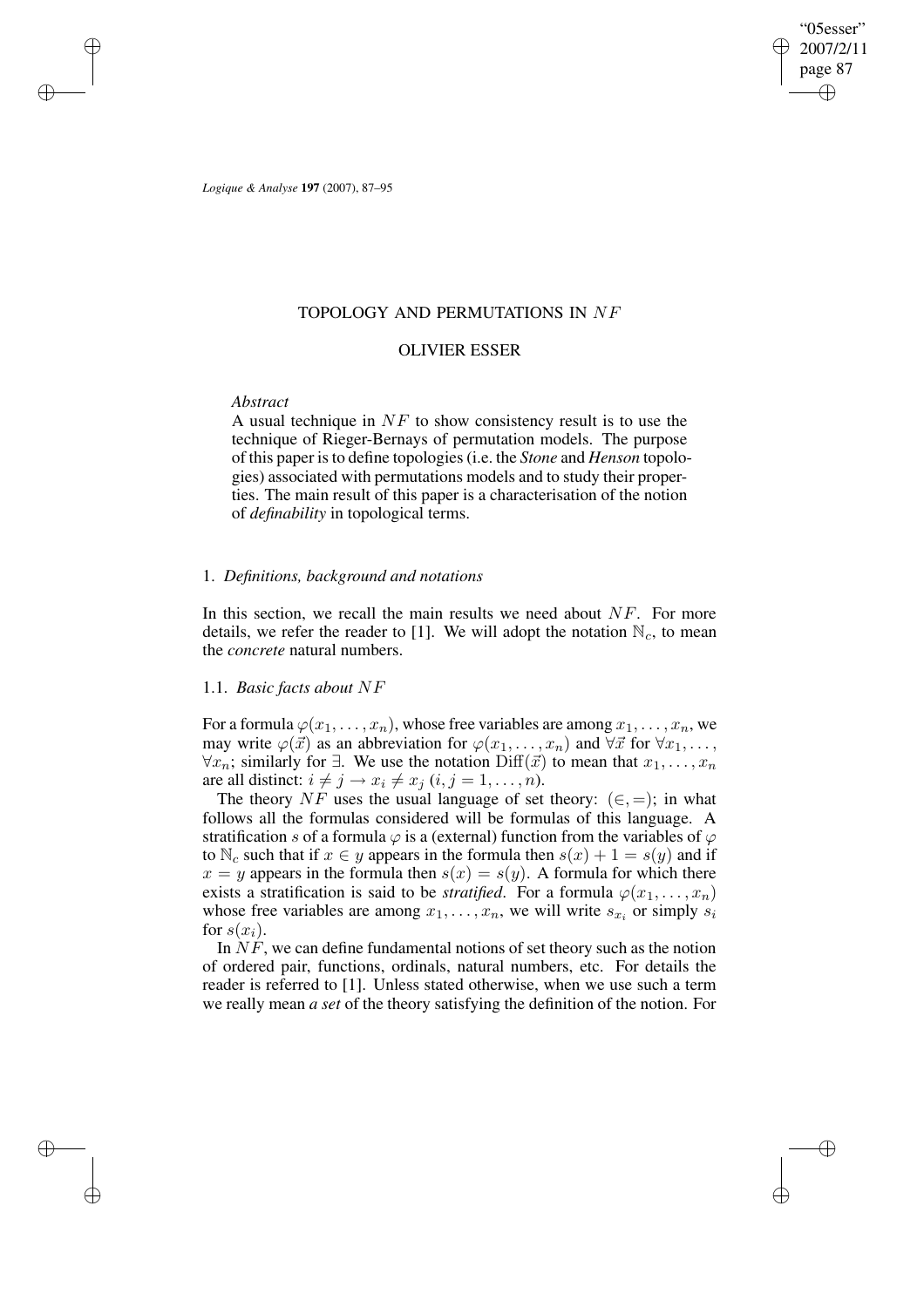# TOPOLOGY AND PERMUTATIONS IN $NF$

## OLIVIER ESSER

*Abstract*

A usual technique in $NF$ to show consistency result is to use the technique of Rieger-Bernays of permutation models. The purpose of this paper is to define topologies (i.e. the *Stone* and *Henson* topologies) associated with permutations models and to study their properties. The main result of this paper is a characterisation of the notion of *definability* in topological terms.

## 1. *Definitions, background and notations*

In this section, we recall the main results we need about $NF$. For more details, we refer the reader to [1]. We will adopt the notation $\mathbb{N}_c$, to mean the *concrete* natural numbers.

### 1.1. *Basic facts about $NF$*

For a formula $\varphi(x_1, \ldots, x_n)$, whose free variables are among $x_1, \ldots, x_n$, we may write $\varphi(\vec{x})$ as an abbreviation for $\varphi(x_1, \ldots, x_n)$ and $\forall \vec{x}$ for $\forall x_1, \ldots, \forall x_n$; similarly for $\exists$. We use the notation $\mathrm{Diff}(\vec{x})$ to mean that $x_1, \ldots, x_n$ are all distinct: $i \neq j \rightarrow x_i \neq x_j$ $(i, j = 1, \ldots, n)$.

The theory $NF$ uses the usual language of set theory: $(\in, =)$; in what follows all the formulas considered will be formulas of this language. A stratification $s$ of a formula $\varphi$ is a (external) function from the variables of $\varphi$ to $\mathbb{N}_c$ such that if $x \in y$ appears in the formula then $s(x) + 1 = s(y)$ and if $x = y$ appears in the formula then $s(x) = s(y)$. A formula for which there exists a stratification is said to be *stratified*. For a formula $\varphi(x_1, \ldots, x_n)$ whose free variables are among $x_1, \ldots, x_n$, we will write $s_{x_i}$ or simply $s_i$ for $s(x_i)$.

In $NF$, we can define fundamental notions of set theory such as the notion of ordered pair, functions, ordinals, natural numbers, etc. For details the reader is referred to [1]. Unless stated otherwise, when we use such a term we really mean *a set* of the theory satisfying the definition of the notion. For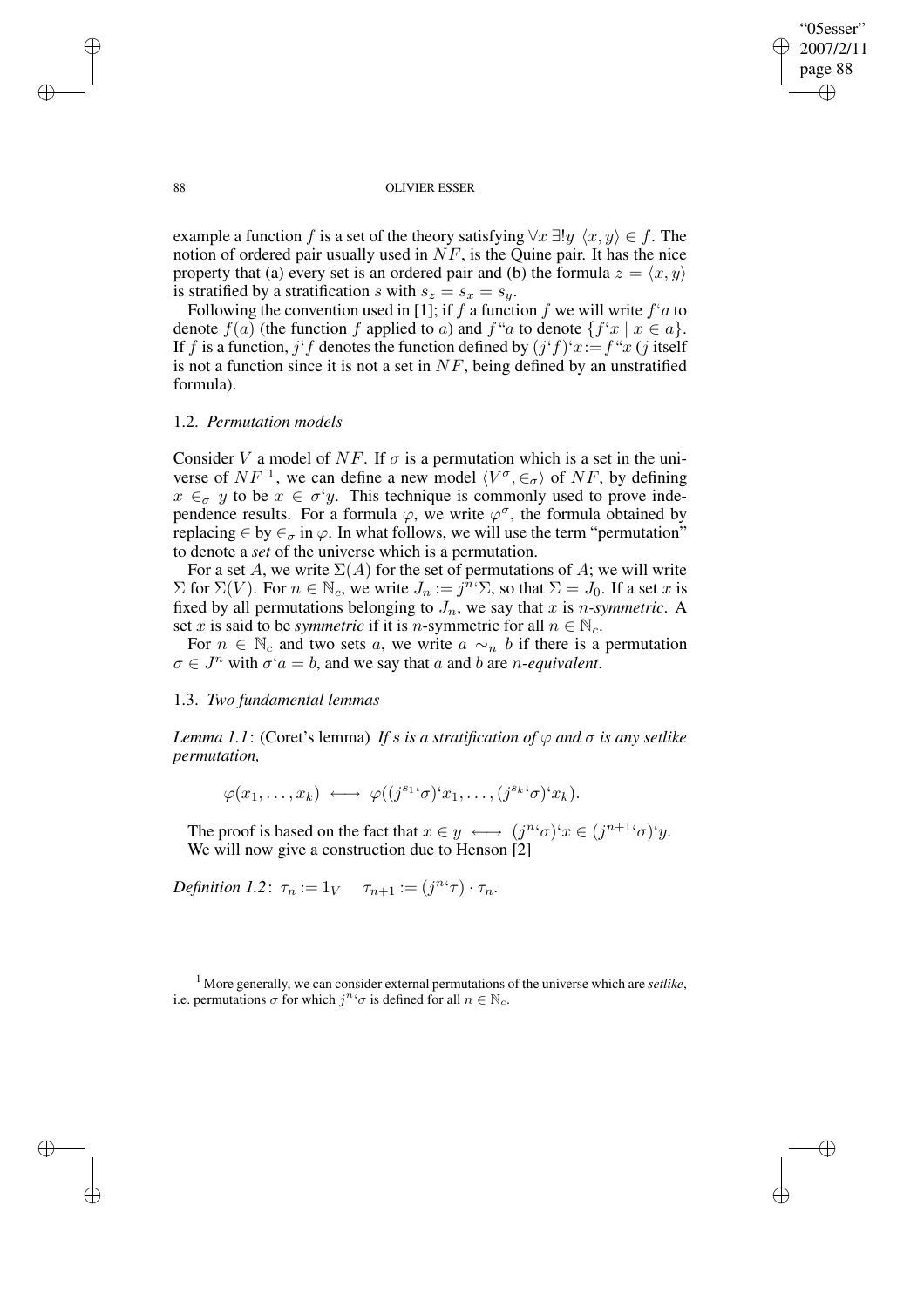example a function $f$ is a set of the theory satisfying $\forall x \, \exists! y \, \langle x, y \rangle \in f$. The notion of ordered pair usually used in $NF$, is the Quine pair. It has the nice property that (a) every set is an ordered pair and (b) the formula $z = \langle x, y \rangle$ is stratified by a stratification $s$ with $s_z = s_x = s_y$.

Following the convention used in [1]; if $f$ a function $f$ we will write $f`a$ to denote $f(a)$ (the function $f$ applied to $a$) and $f``a$ to denote $\{f`x \mid x \in a\}$. If $f$ is a function, $j`f$ denotes the function defined by $(j`f)`x := f``x$ ($j$ itself is not a function since it is not a set in $NF$, being defined by an unstratified formula).

### 1.2. *Permutation models*

Consider $V$ a model of $NF$. If $\sigma$ is a permutation which is a set in the universe of $NF$ [1], we can define a new model $\langle V^\sigma, \in_\sigma \rangle$ of $NF$, by defining $x \in_\sigma y$ to be $x \in \sigma`y$. This technique is commonly used to prove independence results. For a formula $\varphi$, we write $\varphi^\sigma$, the formula obtained by replacing $\in$ by $\in_\sigma$ in $\varphi$. In what follows, we will use the term "permutation" to denote a *set* of the universe which is a permutation.

For a set $A$, we write $\Sigma(A)$ for the set of permutations of $A$; we will write $\Sigma$ for $\Sigma(V)$. For $n \in \mathbb{N}_c$, we write $J_n := j^n`\Sigma$, so that $\Sigma = J_0$. If a set $x$ is fixed by all permutations belonging to $J_n$, we say that $x$ is *$n$-symmetric*. A set $x$ is said to be *symmetric* if it is $n$-symmetric for all $n \in \mathbb{N}_c$.

For $n \in \mathbb{N}_c$ and two sets $a$, we write $a \sim_n b$ if there is a permutation $\sigma \in J^n$ with $\sigma`a = b$, and we say that $a$ and $b$ are *$n$-equivalent*.

### 1.3. *Two fundamental lemmas*

*Lemma 1.1*: (Coret's lemma) *If $s$ is a stratification of $\varphi$ and $\sigma$ is any setlike permutation,*

$$\varphi(x_1, \ldots, x_k) \longleftrightarrow \varphi((j^{s_1}`\sigma)`x_1, \ldots, (j^{s_k}`\sigma)`x_k).$$

The proof is based on the fact that $x \in y \longleftrightarrow (j^n`\sigma)`x \in (j^{n+1}`\sigma)`y$. We will now give a construction due to Henson [2]

*Definition 1.2*: $\tau_n := 1_V \quad \tau_{n+1} := (j^n`\tau) \cdot \tau_n$.

[1] More generally, we can consider external permutations of the universe which are *setlike*, i.e. permutations $\sigma$ for which $j^n`\sigma$ is defined for all $n \in \mathbb{N}_c$.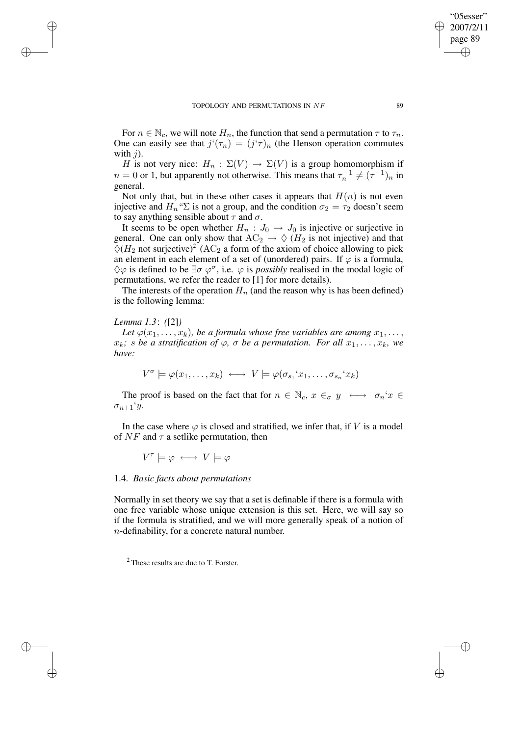For $n \in \mathbb{N}_c$, we will note $H_n$, the function that send a permutation $\tau$ to $\tau_n$. One can easily see that $j`(\tau_n) = (j`\tau)_n$ (the Henson operation commutes with $j$).

$H$ is not very nice: $H_n : \Sigma(V) \to \Sigma(V)$ is a group homomorphism if $n = 0$ or 1, but apparently not otherwise. This means that $\tau_n^{-1} \neq (\tau^{-1})_n$ in general.

Not only that, but in these other cases it appears that $H(n)$ is not even injective and $H_n``\Sigma$ is not a group, and the condition $\sigma_2 = \tau_2$ doesn't seem to say anything sensible about $\tau$ and $\sigma$.

It seems to be open whether $H_n : J_0 \to J_0$ is injective or surjective in general. One can only show that $\mathrm{AC}_2 \to \Diamond$ ($H_2$ is not injective) and that $\Diamond$($H_2$ not surjective)[2] ($\mathrm{AC}_2$ a form of the axiom of choice allowing to pick an element in each element of a set of (unordered) pairs. If $\varphi$ is a formula, $\Diamond\varphi$ is defined to be $\exists\sigma\ \varphi^\sigma$, i.e. $\varphi$ is *possibly* realised in the modal logic of permutations, we refer the reader to [1] for more details).

The interests of the operation $H_n$ (and the reason why is has been defined) is the following lemma:

*Lemma 1.3*: *(*[2]*)*

*Let $\varphi(x_1, \ldots, x_k)$, be a formula whose free variables are among $x_1, \ldots, x_k$; $s$ be a stratification of $\varphi$, $\sigma$ be a permutation. For all $x_1, \ldots, x_k$, we have:*

$$V^\sigma \models \varphi(x_1, \ldots, x_k) \longleftrightarrow V \models \varphi(\sigma_{s_1}`x_1, \ldots, \sigma_{s_n}`x_k)$$

The proof is based on the fact that for $n \in \mathbb{N}_c$, $x \in_\sigma y \longleftrightarrow \sigma_n`x \in \sigma_{n+1}`y$.

In the case where $\varphi$ is closed and stratified, we infer that, if $V$ is a model of $NF$ and $\tau$ a setlike permutation, then

$$V^\tau \models \varphi \longleftrightarrow V \models \varphi$$

### 1.4. *Basic facts about permutations*

Normally in set theory we say that a set is definable if there is a formula with one free variable whose unique extension is this set. Here, we will say so if the formula is stratified, and we will more generally speak of a notion of $n$-definability, for a concrete natural number.

[2] These results are due to T. Forster.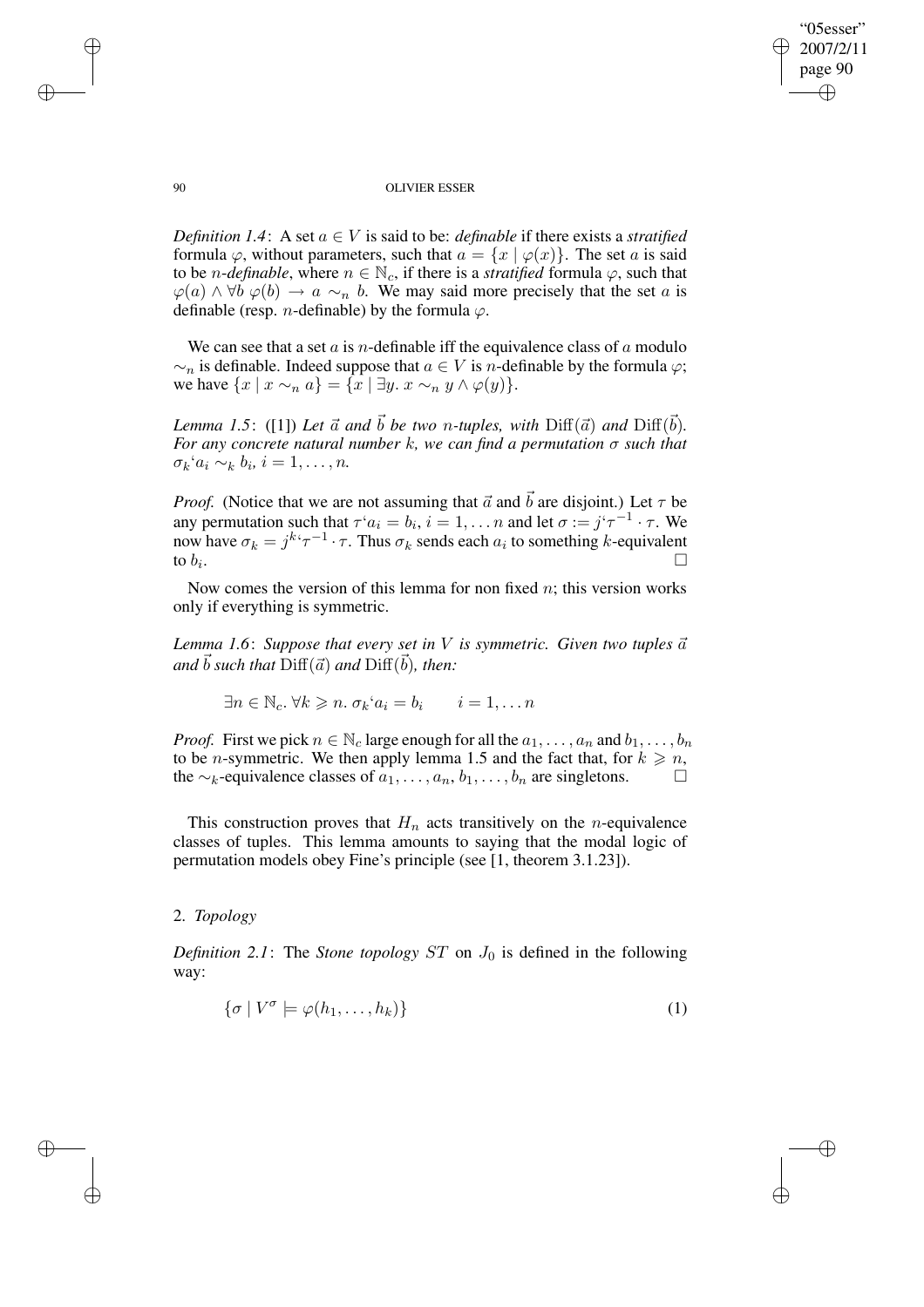*Definition 1.4*: A set $a \in V$ is said to be: *definable* if there exists a *stratified* formula $\varphi$, without parameters, such that $a = \{x \mid \varphi(x)\}$. The set $a$ is said to be $n$-*definable*, where $n \in \mathbb{N}_c$, if there is a *stratified* formula $\varphi$, such that $\varphi(a) \wedge \forall b\ \varphi(b) \rightarrow a \sim_n b$. We may said more precisely that the set $a$ is definable (resp. $n$-definable) by the formula $\varphi$.

We can see that a set $a$ is $n$-definable iff the equivalence class of $a$ modulo $\sim_n$ is definable. Indeed suppose that $a \in V$ is $n$-definable by the formula $\varphi$; we have $\{x \mid x \sim_n a\} = \{x \mid \exists y.\ x \sim_n y \wedge \varphi(y)\}$.

*Lemma 1.5*: ([1]) *Let $\vec{a}$ and $\vec{b}$ be two $n$-tuples, with $\mathrm{Diff}(\vec{a})$ and $\mathrm{Diff}(\vec{b})$. For any concrete natural number $k$, we can find a permutation $\sigma$ such that $\sigma_k$'$a_i \sim_k b_i$, $i = 1, \ldots, n$.*

*Proof.* (Notice that we are not assuming that $\vec{a}$ and $\vec{b}$ are disjoint.) Let $\tau$ be any permutation such that $\tau$'$a_i = b_i$, $i = 1, \ldots n$ and let $\sigma := j$'$\tau^{-1} \cdot \tau$. We now have $\sigma_k = j^k$'$\tau^{-1} \cdot \tau$. Thus $\sigma_k$ sends each $a_i$ to something $k$-equivalent to $b_i$. □

Now comes the version of this lemma for non fixed $n$; this version works only if everything is symmetric.

*Lemma 1.6*: *Suppose that every set in $V$ is symmetric. Given two tuples $\vec{a}$ and $\vec{b}$ such that $\mathrm{Diff}(\vec{a})$ and $\mathrm{Diff}(\vec{b})$, then:*

$$\exists n \in \mathbb{N}_c.\ \forall k \geqslant n.\ \sigma_k\text{'}a_i = b_i \qquad i = 1, \ldots n$$

*Proof.* First we pick $n \in \mathbb{N}_c$ large enough for all the $a_1, \ldots, a_n$ and $b_1, \ldots, b_n$ to be $n$-symmetric. We then apply lemma 1.5 and the fact that, for $k \geqslant n$, the $\sim_k$-equivalence classes of $a_1, \ldots, a_n, b_1, \ldots, b_n$ are singletons. □

This construction proves that $H_n$ acts transitively on the $n$-equivalence classes of tuples. This lemma amounts to saying that the modal logic of permutation models obey Fine's principle (see [1, theorem 3.1.23]).

## 2. *Topology*

*Definition 2.1*: The *Stone topology* $ST$ on $J_0$ is defined in the following way:

$$\{\sigma \mid V^\sigma \models \varphi(h_1, \ldots, h_k)\} \tag{1}$$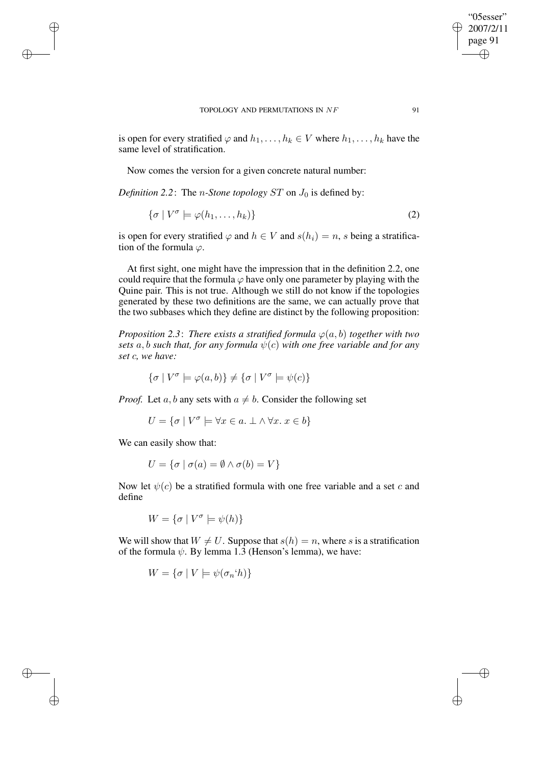is open for every stratified $\varphi$ and $h_1, \ldots, h_k \in V$ where $h_1, \ldots, h_k$ have the same level of stratification.

Now comes the version for a given concrete natural number:

*Definition 2.2*: The *n-Stone topology* $ST$ on $J_0$ is defined by:

$$\{\sigma \mid V^\sigma \models \varphi(h_1, \ldots, h_k)\} \tag{2}$$

is open for every stratified $\varphi$ and $h \in V$ and $s(h_i) = n$, $s$ being a stratification of the formula $\varphi$.

At first sight, one might have the impression that in the definition 2.2, one could require that the formula $\varphi$ have only one parameter by playing with the Quine pair. This is not true. Although we still do not know if the topologies generated by these two definitions are the same, we can actually prove that the two subbases which they define are distinct by the following proposition:

*Proposition 2.3*: *There exists a stratified formula $\varphi(a, b)$ together with two sets $a, b$ such that, for any formula $\psi(c)$ with one free variable and for any set $c$, we have:*

$$\{\sigma \mid V^\sigma \models \varphi(a, b)\} \neq \{\sigma \mid V^\sigma \models \psi(c)\}$$

*Proof.* Let $a, b$ any sets with $a \neq b$. Consider the following set

$$U = \{\sigma \mid V^\sigma \models \forall x \in a. \perp \wedge \forall x.\ x \in b\}$$

We can easily show that:

$$U = \{\sigma \mid \sigma(a) = \emptyset \wedge \sigma(b) = V\}$$

Now let $\psi(c)$ be a stratified formula with one free variable and a set $c$ and define

$$W = \{\sigma \mid V^\sigma \models \psi(h)\}$$

We will show that $W \neq U$. Suppose that $s(h) = n$, where $s$ is a stratification of the formula $\psi$. By lemma 1.3 (Henson's lemma), we have:

$$W = \{\sigma \mid V \models \psi(\sigma_n\text{`}h)\}$$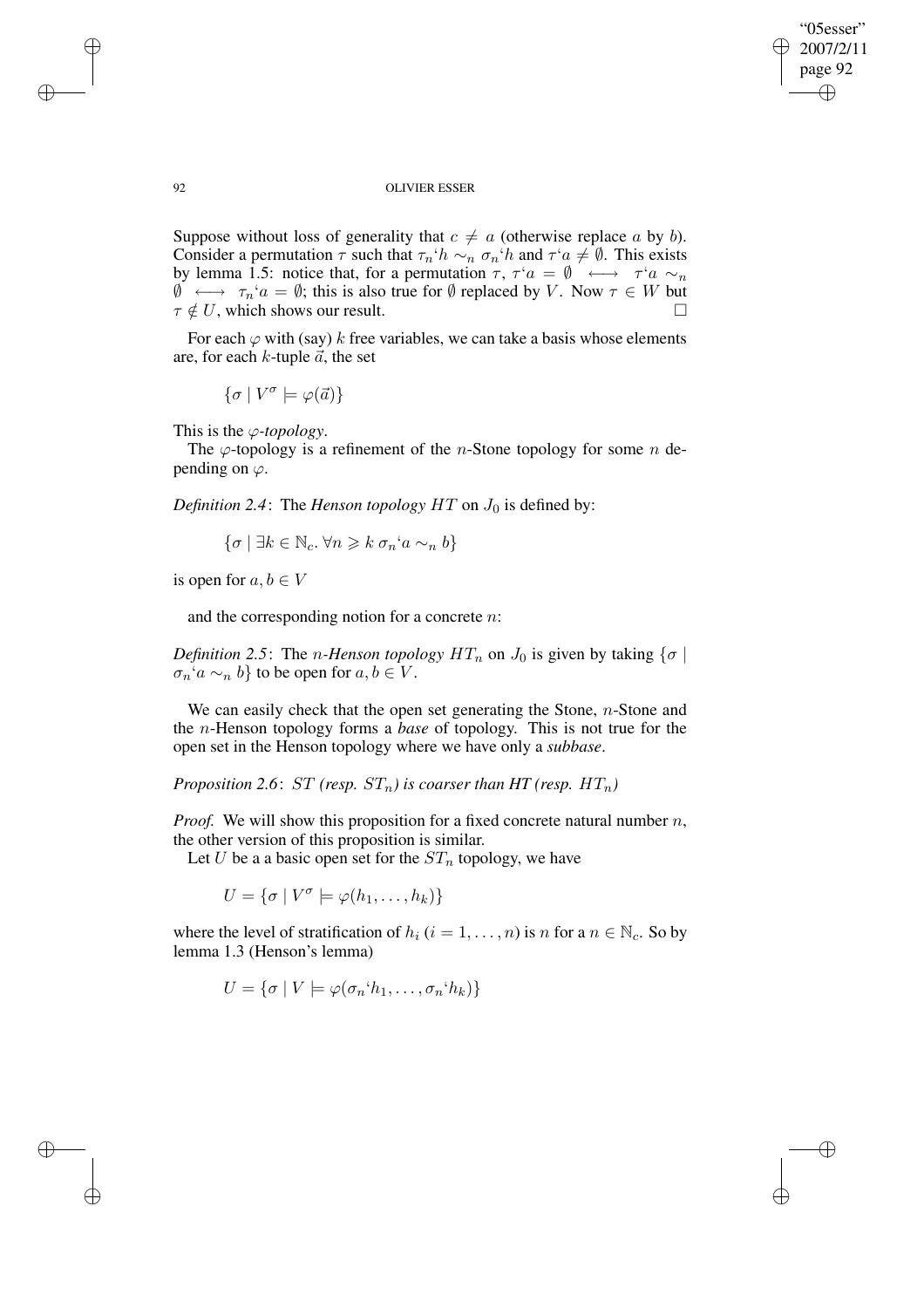Suppose without loss of generality that $c \neq a$ (otherwise replace $a$ by $b$). Consider a permutation $\tau$ such that $\tau_n`h \sim_n \sigma_n`h$ and $\tau`a \neq \emptyset$. This exists by lemma 1.5: notice that, for a permutation $\tau$, $\tau`a = \emptyset \;\longleftrightarrow\; \tau`a \sim_n \emptyset \;\longleftrightarrow\; \tau_n`a = \emptyset$; this is also true for $\emptyset$ replaced by $V$. Now $\tau \in W$ but $\tau \notin U$, which shows our result. □

For each $\varphi$ with (say) $k$ free variables, we can take a basis whose elements are, for each $k$-tuple $\vec{a}$, the set

$$\{\sigma \mid V^\sigma \models \varphi(\vec{a})\}$$

This is the *$\varphi$-topology*.

The $\varphi$-topology is a refinement of the $n$-Stone topology for some $n$ depending on $\varphi$.

*Definition 2.4*: The *Henson topology $HT$* on $J_0$ is defined by:

$$\{\sigma \mid \exists k \in \mathbb{N}_c .\, \forall n \geqslant k \;\sigma_n`a \sim_n b\}$$

is open for $a, b \in V$

and the corresponding notion for a concrete $n$:

*Definition 2.5*: The *$n$-Henson topology $HT_n$* on $J_0$ is given by taking $\{\sigma \mid \sigma_n`a \sim_n b\}$ to be open for $a, b \in V$.

We can easily check that the open set generating the Stone, $n$-Stone and the $n$-Henson topology forms a *base* of topology. This is not true for the open set in the Henson topology where we have only a *subbase*.

*Proposition 2.6*: *$ST$ (resp. $ST_n$) is coarser than HT (resp. $HT_n$)*

*Proof.* We will show this proposition for a fixed concrete natural number $n$, the other version of this proposition is similar.

Let $U$ be a a basic open set for the $ST_n$ topology, we have

$$U = \{\sigma \mid V^\sigma \models \varphi(h_1, \ldots, h_k)\}$$

where the level of stratification of $h_i$ ($i = 1, \ldots, n$) is $n$ for a $n \in \mathbb{N}_c$. So by lemma 1.3 (Henson's lemma)

$$U = \{\sigma \mid V \models \varphi(\sigma_n`h_1, \ldots, \sigma_n`h_k)\}$$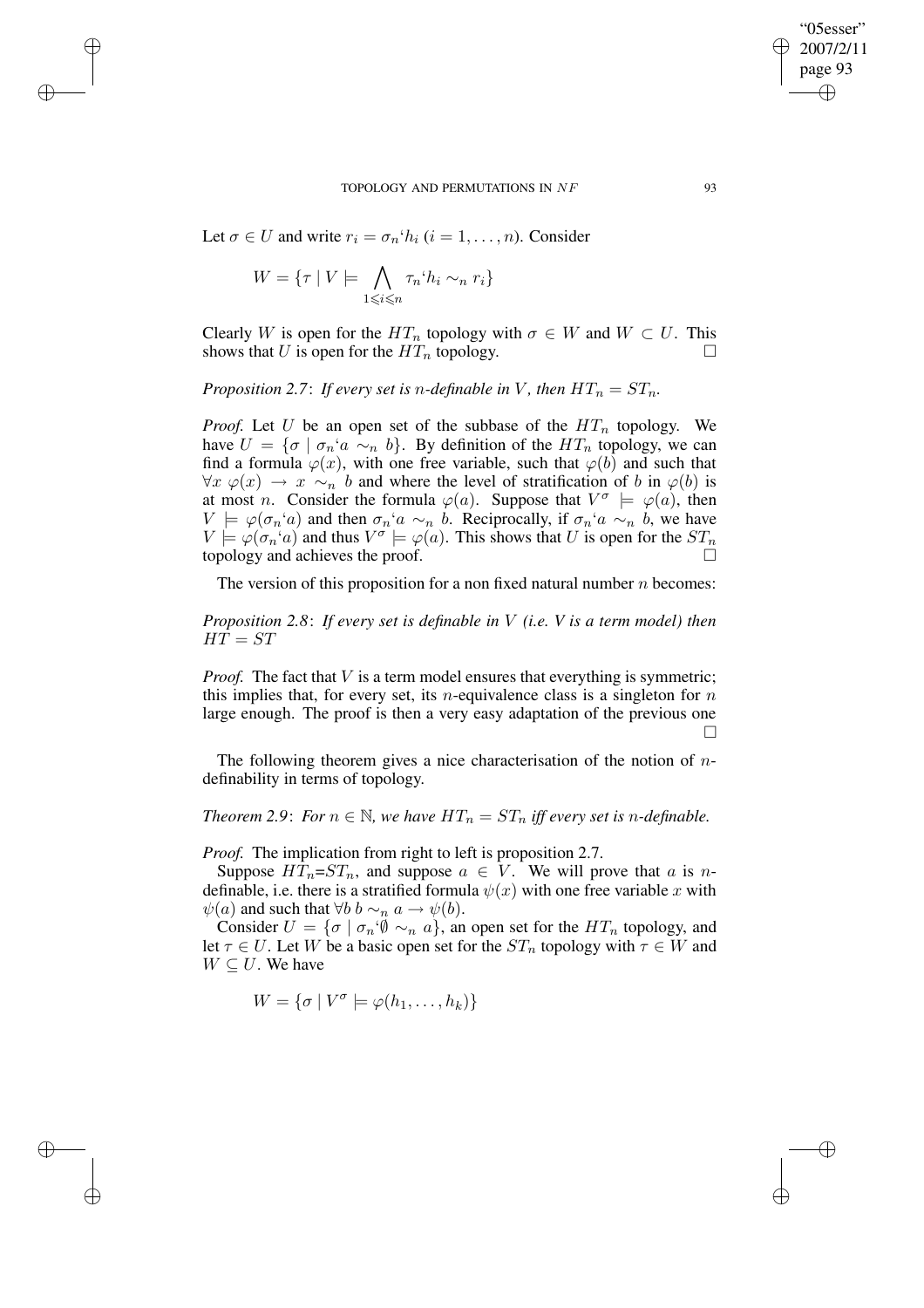Let $\sigma \in U$ and write $r_i = \sigma_n`h_i$ ($i = 1, \ldots, n$). Consider

$$W = \{\tau \mid V \models \bigwedge_{1 \leqslant i \leqslant n} \tau_n`h_i \sim_n r_i\}$$

Clearly $W$ is open for the $HT_n$ topology with $\sigma \in W$ and $W \subset U$. This shows that $U$ is open for the $HT_n$ topology. □

*Proposition 2.7*: *If every set is $n$-definable in $V$, then $HT_n = ST_n$.*

*Proof.* Let $U$ be an open set of the subbase of the $HT_n$ topology. We have $U = \{\sigma \mid \sigma_n`a \sim_n b\}$. By definition of the $HT_n$ topology, we can find a formula $\varphi(x)$, with one free variable, such that $\varphi(b)$ and such that $\forall x\ \varphi(x) \to x \sim_n b$ and where the level of stratification of $b$ in $\varphi(b)$ is at most $n$. Consider the formula $\varphi(a)$. Suppose that $V^\sigma \models \varphi(a)$, then $V \models \varphi(\sigma_n`a)$ and then $\sigma_n`a \sim_n b$. Reciprocally, if $\sigma_n`a \sim_n b$, we have $V \models \varphi(\sigma_n`a)$ and thus $V^\sigma \models \varphi(a)$. This shows that $U$ is open for the $ST_n$ topology and achieves the proof. □

The version of this proposition for a non fixed natural number $n$ becomes:

*Proposition 2.8*: *If every set is definable in $V$ (i.e. V is a term model) then $HT = ST$*

*Proof.* The fact that $V$ is a term model ensures that everything is symmetric; this implies that, for every set, its $n$-equivalence class is a singleton for $n$ large enough. The proof is then a very easy adaptation of the previous one □

The following theorem gives a nice characterisation of the notion of $n$-definability in terms of topology.

*Theorem 2.9*: *For $n \in \mathbb{N}$, we have $HT_n = ST_n$ iff every set is $n$-definable.*

*Proof.* The implication from right to left is proposition 2.7.

Suppose $HT_n$=$ST_n$, and suppose $a \in V$. We will prove that $a$ is $n$-definable, i.e. there is a stratified formula $\psi(x)$ with one free variable $x$ with $\psi(a)$ and such that $\forall b\ b \sim_n a \to \psi(b)$.

Consider $U = \{\sigma \mid \sigma_n`\emptyset \sim_n a\}$, an open set for the $HT_n$ topology, and let $\tau \in U$. Let $W$ be a basic open set for the $ST_n$ topology with $\tau \in W$ and $W \subseteq U$. We have

$$W = \{\sigma \mid V^\sigma \models \varphi(h_1, \ldots, h_k)\}$$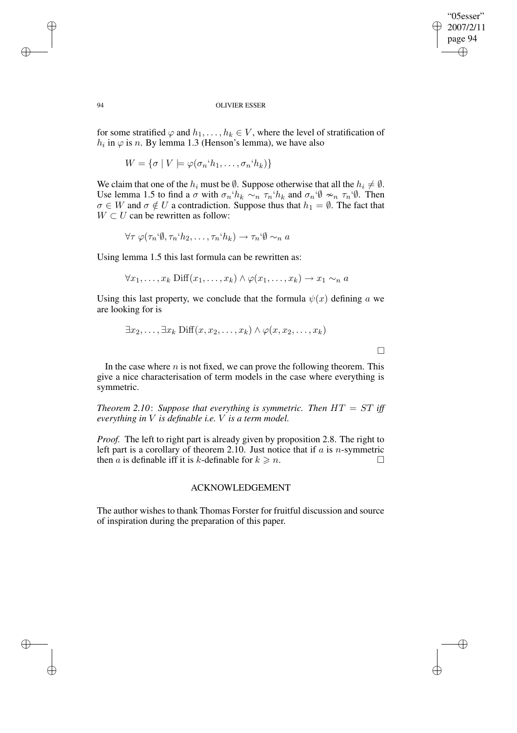for some stratified $\varphi$ and $h_1, \ldots, h_k \in V$, where the level of stratification of $h_i$ in $\varphi$ is $n$. By lemma 1.3 (Henson's lemma), we have also

$$W = \{\sigma \mid V \models \varphi(\sigma_n`h_1, \ldots, \sigma_n`h_k)\}$$

We claim that one of the $h_i$ must be $\emptyset$. Suppose otherwise that all the $h_i \neq \emptyset$. Use lemma 1.5 to find a $\sigma$ with $\sigma_n`h_k \sim_n \tau_n`h_k$ and $\sigma_n`\emptyset \nsim_n \tau_n`\emptyset$. Then $\sigma \in W$ and $\sigma \notin U$ a contradiction. Suppose thus that $h_1 = \emptyset$. The fact that $W \subset U$ can be rewritten as follow:

$$\forall \tau \; \varphi(\tau_n`\emptyset, \tau_n`h_2, \ldots, \tau_n`h_k) \rightarrow \tau_n`\emptyset \sim_n a$$

Using lemma 1.5 this last formula can be rewritten as:

$$\forall x_1, \ldots, x_k \; \mathrm{Diff}(x_1, \ldots, x_k) \wedge \varphi(x_1, \ldots, x_k) \rightarrow x_1 \sim_n a$$

Using this last property, we conclude that the formula $\psi(x)$ defining $a$ we are looking for is

$$\exists x_2, \ldots, \exists x_k \; \mathrm{Diff}(x, x_2, \ldots, x_k) \wedge \varphi(x, x_2, \ldots, x_k)$$

□

In the case where $n$ is not fixed, we can prove the following theorem. This give a nice characterisation of term models in the case where everything is symmetric.

*Theorem 2.10*: *Suppose that everything is symmetric. Then $HT = ST$ iff everything in $V$ is definable i.e. $V$ is a term model.*

*Proof.* The left to right part is already given by proposition 2.8. The right to left part is a corollary of theorem 2.10. Just notice that if $a$ is $n$-symmetric then $a$ is definable iff it is $k$-definable for $k \geqslant n$. □

## ACKNOWLEDGEMENT

The author wishes to thank Thomas Forster for fruitful discussion and source of inspiration during the preparation of this paper.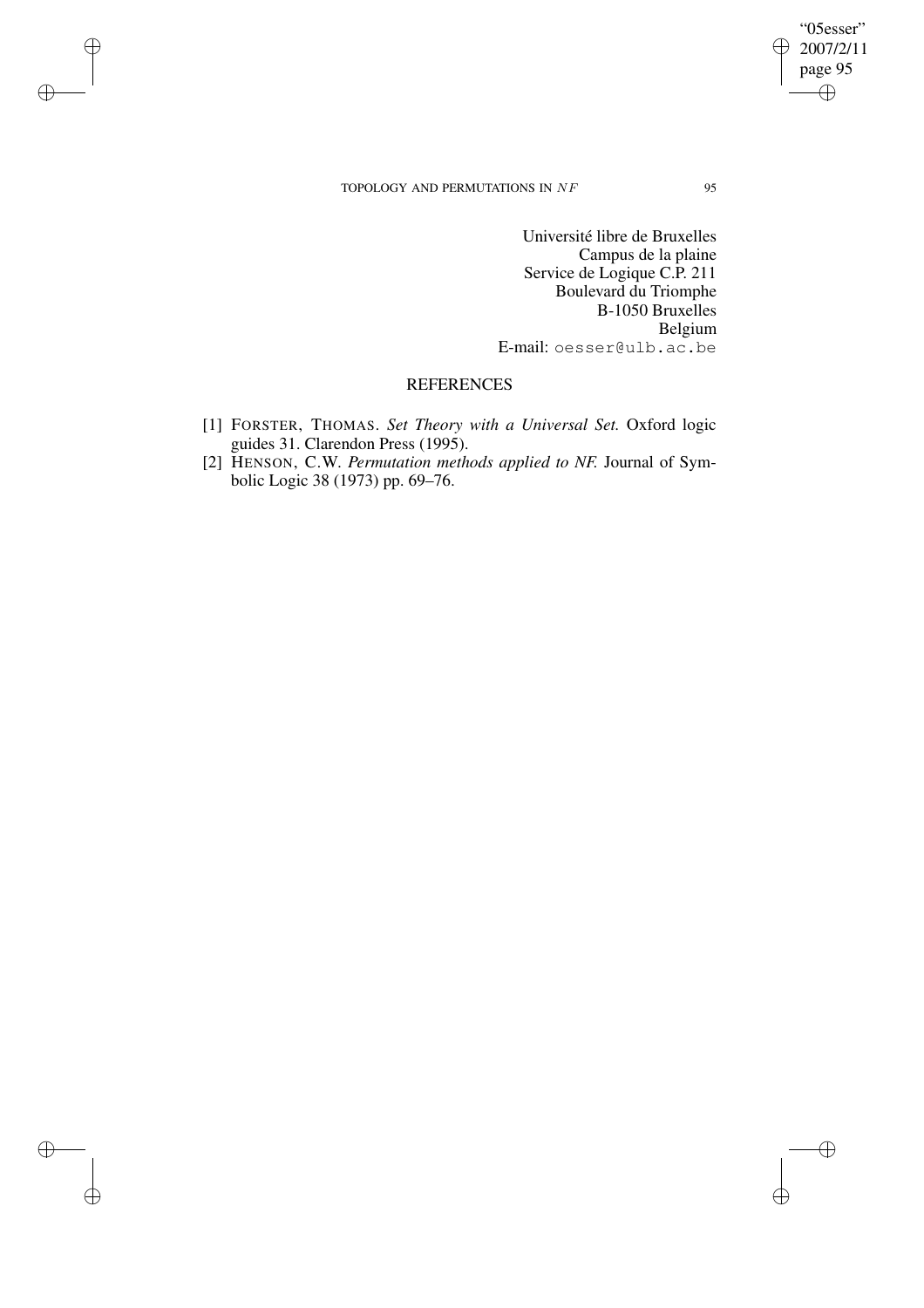Université libre de Bruxelles
Campus de la plaine
Service de Logique C.P. 211
Boulevard du Triomphe
B-1050 Bruxelles
Belgium
E-mail: oesser@ulb.ac.be

## REFERENCES

[1] FORSTER, THOMAS. *Set Theory with a Universal Set.* Oxford logic guides 31. Clarendon Press (1995).

[2] HENSON, C.W. *Permutation methods applied to NF.* Journal of Symbolic Logic 38 (1973) pp. 69–76.